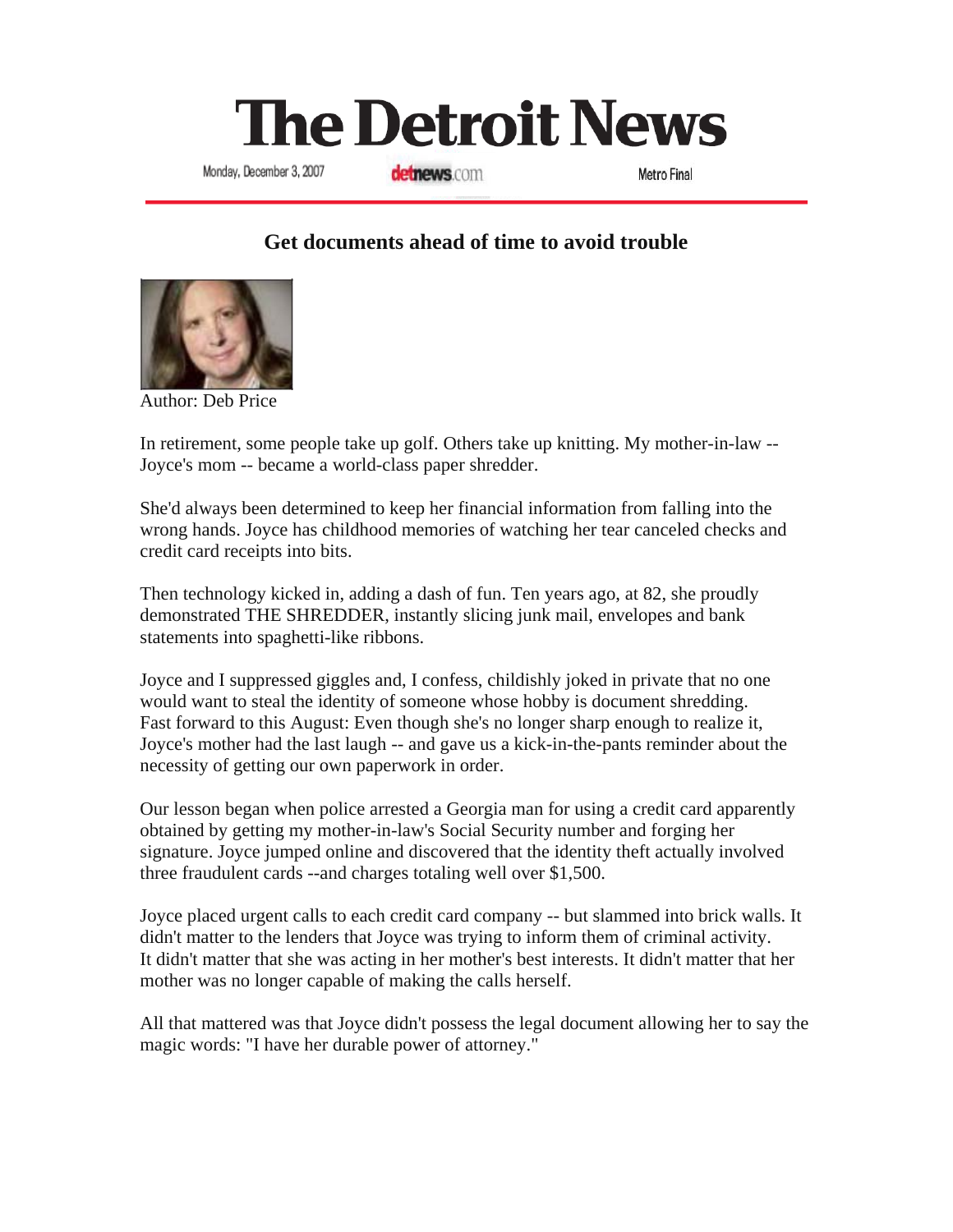# The Detroit News

Monday, December 3, 2007 detnews.com Metro Final

## Get documents ahead of time to avoid trouble

Author: Deb Price

In retirement, some people take up golf. Others take up knitting. My mother-in-law -- Joyce's mom -- became a world-class paper shredder.

She'd always been determined to keep her financial information from falling into the wrong hands. Joyce has childhood memories of watching her tear canceled checks and credit card receipts into bits.

Then technology kicked in, adding a dash of fun. Ten years ago, at 82, she proudly demonstrated THE SHREDDER, instantly slicing junk mail, envelopes and bank statements into spaghetti-like ribbons.

Joyce and I suppressed giggles and, I confess, childishly joked in private that no one would want to steal the identity of someone whose hobby is document shredding. Fast forward to this August: Even though she's no longer sharp enough to realize it, Joyce's mother had the last laugh -- and gave us a kick-in-the-pants reminder about the necessity of getting our own paperwork in order.

Our lesson began when police arrested a Georgia man for using a credit card apparently obtained by getting my mother-in-law's Social Security number and forging her signature. Joyce jumped online and discovered that the identity theft actually involved three fraudulent cards --and charges totaling well over $1,500.

Joyce placed urgent calls to each credit card company -- but slammed into brick walls. It didn't matter to the lenders that Joyce was trying to inform them of criminal activity. It didn't matter that she was acting in her mother's best interests. It didn't matter that her mother was no longer capable of making the calls herself.

All that mattered was that Joyce didn't possess the legal document allowing her to say the magic words: "I have her durable power of attorney."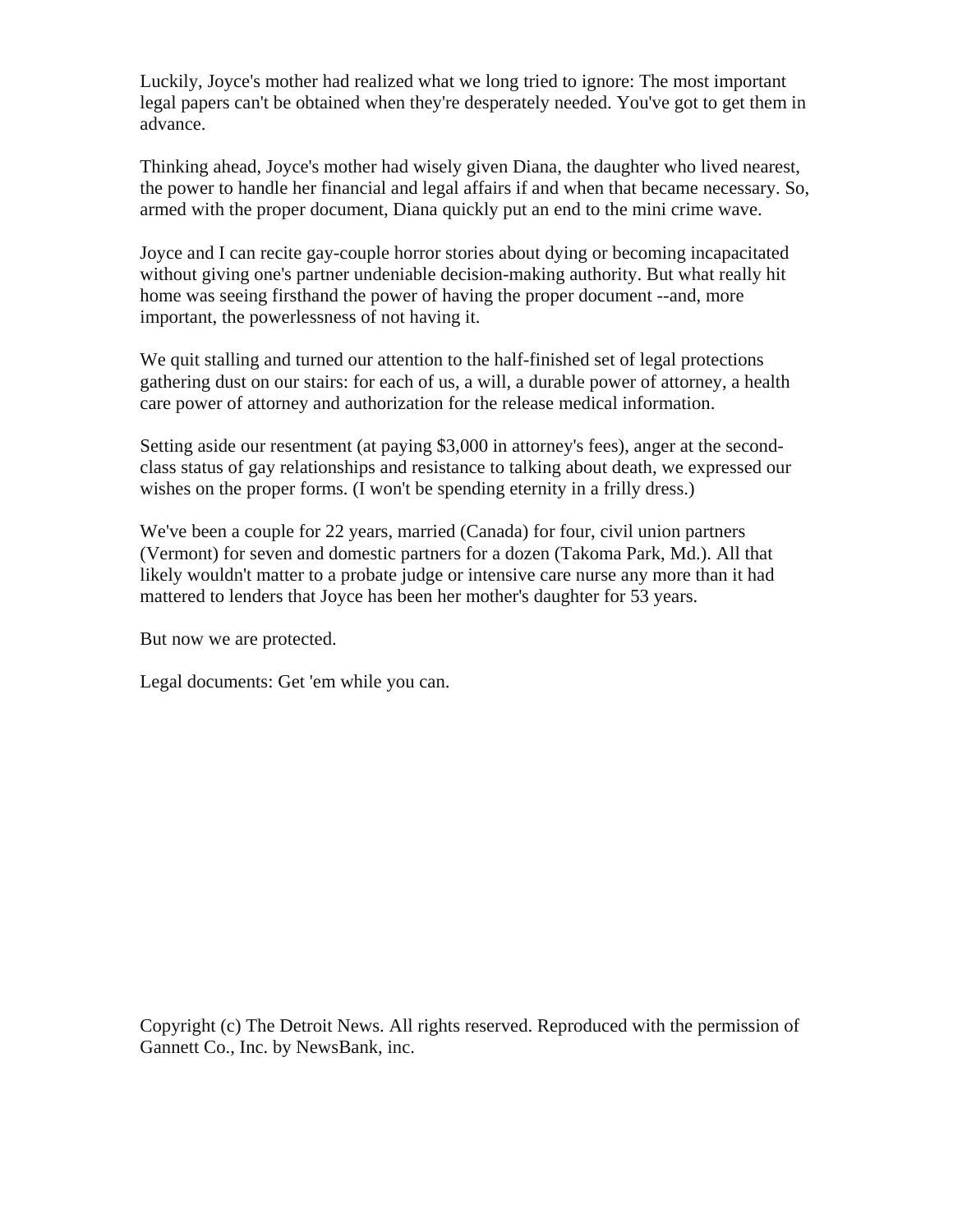Luckily, Joyce's mother had realized what we long tried to ignore: The most important legal papers can't be obtained when they're desperately needed. You've got to get them in advance.

Thinking ahead, Joyce's mother had wisely given Diana, the daughter who lived nearest, the power to handle her financial and legal affairs if and when that became necessary. So, armed with the proper document, Diana quickly put an end to the mini crime wave.

Joyce and I can recite gay-couple horror stories about dying or becoming incapacitated without giving one's partner undeniable decision-making authority. But what really hit home was seeing firsthand the power of having the proper document --and, more important, the powerlessness of not having it.

We quit stalling and turned our attention to the half-finished set of legal protections gathering dust on our stairs: for each of us, a will, a durable power of attorney, a health care power of attorney and authorization for the release medical information.

Setting aside our resentment (at paying $3,000 in attorney's fees), anger at the second-class status of gay relationships and resistance to talking about death, we expressed our wishes on the proper forms. (I won't be spending eternity in a frilly dress.)

We've been a couple for 22 years, married (Canada) for four, civil union partners (Vermont) for seven and domestic partners for a dozen (Takoma Park, Md.). All that likely wouldn't matter to a probate judge or intensive care nurse any more than it had mattered to lenders that Joyce has been her mother's daughter for 53 years.

But now we are protected.

Legal documents: Get 'em while you can.

Copyright (c) The Detroit News. All rights reserved. Reproduced with the permission of Gannett Co., Inc. by NewsBank, inc.